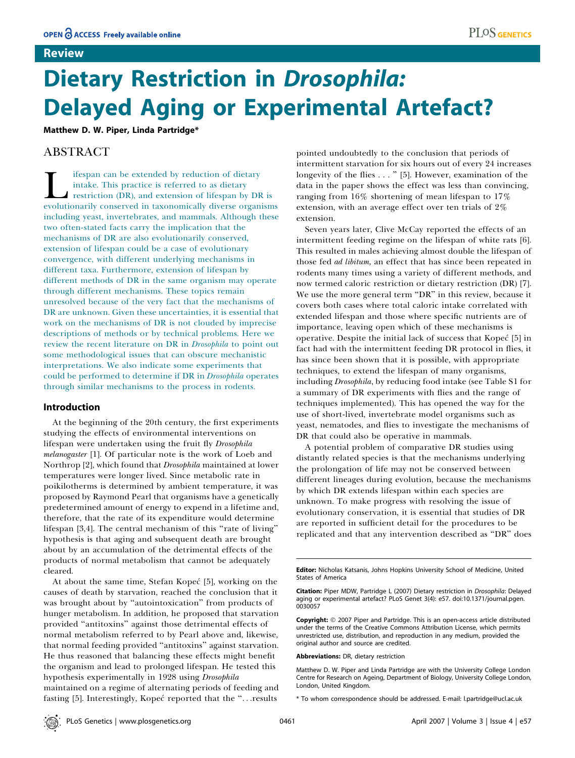Review

# Dietary Restriction in *Drosophila*: Delayed Aging or Experimental Artefact?

**Matthew D. W. Piper, Linda Partridge***

## ABSTRACT

Lifespan can be extended by reduction of dietary intake. This practice is referred to as dietary restriction (DR), and extension of lifespan by DR is evolutionarily conserved in taxonomically diverse organisms including yeast, invertebrates, and mammals. Although these two often-stated facts carry the implication that the mechanisms of DR are also evolutionarily conserved, extension of lifespan could be a case of evolutionary convergence, with different underlying mechanisms in different taxa. Furthermore, extension of lifespan by different methods of DR in the same organism may operate through different mechanisms. These topics remain unresolved because of the very fact that the mechanisms of DR are unknown. Given these uncertainties, it is essential that work on the mechanisms of DR is not clouded by imprecise descriptions of methods or by technical problems. Here we review the recent literature on DR in *Drosophila* to point out some methodological issues that can obscure mechanistic interpretations. We also indicate some experiments that could be performed to determine if DR in *Drosophila* operates through similar mechanisms to the process in rodents.

### Introduction

At the beginning of the 20th century, the first experiments studying the effects of environmental interventions on lifespan were undertaken using the fruit fly *Drosophila melanogaster* [1]. Of particular note is the work of Loeb and Northrop [2], which found that *Drosophila* maintained at lower temperatures were longer lived. Since metabolic rate in poikilotherms is determined by ambient temperature, it was proposed by Raymond Pearl that organisms have a genetically predetermined amount of energy to expend in a lifetime and, therefore, that the rate of its expenditure would determine lifespan [3,4]. The central mechanism of this "rate of living" hypothesis is that aging and subsequent death are brought about by an accumulation of the detrimental effects of the products of normal metabolism that cannot be adequately cleared.

At about the same time, Stefan Kopeć [5], working on the causes of death by starvation, reached the conclusion that it was brought about by "autointoxication" from products of hunger metabolism. In addition, he proposed that starvation provided "antitoxins" against those detrimental effects of normal metabolism referred to by Pearl above and, likewise, that normal feeding provided "antitoxins" against starvation. He thus reasoned that balancing these effects might benefit the organism and lead to prolonged lifespan. He tested this hypothesis experimentally in 1928 using *Drosophila* maintained on a regime of alternating periods of feeding and fasting [5]. Interestingly, Kopeć reported that the "...results pointed undoubtedly to the conclusion that periods of intermittent starvation for six hours out of every 24 increases longevity of the flies . . . " [5]. However, examination of the data in the paper shows the effect was less than convincing, ranging from 16% shortening of mean lifespan to 17% extension, with an average effect over ten trials of 2% extension.

Seven years later, Clive McCay reported the effects of an intermittent feeding regime on the lifespan of white rats [6]. This resulted in males achieving almost double the lifespan of those fed *ad libitum,* an effect that has since been repeated in rodents many times using a variety of different methods, and now termed caloric restriction or dietary restriction (DR) [7]. We use the more general term "DR" in this review, because it covers both cases where total caloric intake correlated with extended lifespan and those where specific nutrients are of importance, leaving open which of these mechanisms is operative. Despite the initial lack of success that Kopeć [5] in fact had with the intermittent feeding DR protocol in flies, it has since been shown that it is possible, with appropriate techniques, to extend the lifespan of many organisms, including *Drosophila*, by reducing food intake (see Table S1 for a summary of DR experiments with flies and the range of techniques implemented). This has opened the way for the use of short-lived, invertebrate model organisms such as yeast, nematodes, and flies to investigate the mechanisms of DR that could also be operative in mammals.

A potential problem of comparative DR studies using distantly related species is that the mechanisms underlying the prolongation of life may not be conserved between different lineages during evolution, because the mechanisms by which DR extends lifespan within each species are unknown. To make progress with resolving the issue of evolutionary conservation, it is essential that studies of DR are reported in sufficient detail for the procedures to be replicated and that any intervention described as "DR" does

---

**Editor:** Nicholas Katsanis, Johns Hopkins University School of Medicine, United States of America

**Citation:** Piper MDW, Partridge L (2007) Dietary restriction in *Drosophila*: Delayed aging or experimental artefact? PLoS Genet 3(4): e57. doi:10.1371/journal.pgen.0030057

**Copyright:** © 2007 Piper and Partridge. This is an open-access article distributed under the terms of the Creative Commons Attribution License, which permits unrestricted use, distribution, and reproduction in any medium, provided the original author and source are credited.

**Abbreviations:** DR, dietary restriction

Matthew D. W. Piper and Linda Partridge are with the University College London Centre for Research on Ageing, Department of Biology, University College London, London, United Kingdom.

* To whom correspondence should be addressed. E-mail: l.partridge@ucl.ac.uk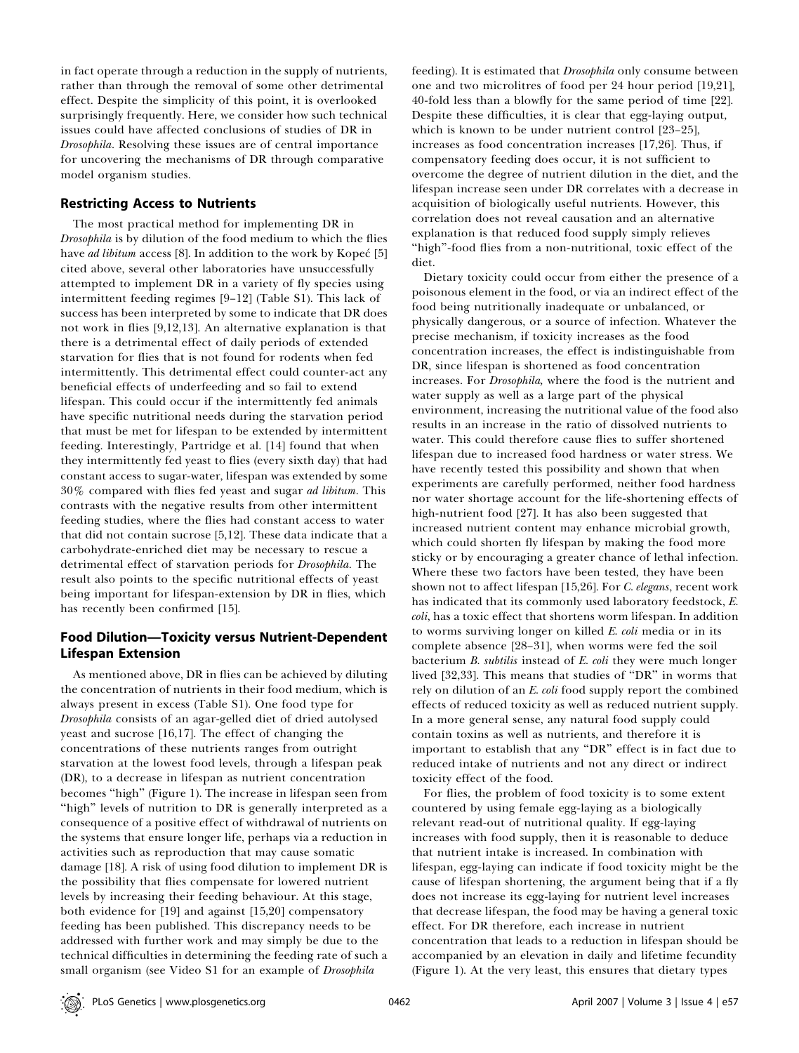in fact operate through a reduction in the supply of nutrients, rather than through the removal of some other detrimental effect. Despite the simplicity of this point, it is overlooked surprisingly frequently. Here, we consider how such technical issues could have affected conclusions of studies of DR in *Drosophila*. Resolving these issues are of central importance for uncovering the mechanisms of DR through comparative model organism studies.

## Restricting Access to Nutrients

The most practical method for implementing DR in *Drosophila* is by dilution of the food medium to which the flies have *ad libitum* access [8]. In addition to the work by Kopeć [5] cited above, several other laboratories have unsuccessfully attempted to implement DR in a variety of fly species using intermittent feeding regimes [9–12] (Table S1). This lack of success has been interpreted by some to indicate that DR does not work in flies [9,12,13]. An alternative explanation is that there is a detrimental effect of daily periods of extended starvation for flies that is not found for rodents when fed intermittently. This detrimental effect could counter-act any beneficial effects of underfeeding and so fail to extend lifespan. This could occur if the intermittently fed animals have specific nutritional needs during the starvation period that must be met for lifespan to be extended by intermittent feeding. Interestingly, Partridge et al. [14] found that when they intermittently fed yeast to flies (every sixth day) that had constant access to sugar-water, lifespan was extended by some 30% compared with flies fed yeast and sugar *ad libitum*. This contrasts with the negative results from other intermittent feeding studies, where the flies had constant access to water that did not contain sucrose [5,12]. These data indicate that a carbohydrate-enriched diet may be necessary to rescue a detrimental effect of starvation periods for *Drosophila*. The result also points to the specific nutritional effects of yeast being important for lifespan-extension by DR in flies, which has recently been confirmed [15].

## Food Dilution—Toxicity versus Nutrient-Dependent Lifespan Extension

As mentioned above, DR in flies can be achieved by diluting the concentration of nutrients in their food medium, which is always present in excess (Table S1). One food type for *Drosophila* consists of an agar-gelled diet of dried autolysed yeast and sucrose [16,17]. The effect of changing the concentrations of these nutrients ranges from outright starvation at the lowest food levels, through a lifespan peak (DR), to a decrease in lifespan as nutrient concentration becomes "high" (Figure 1). The increase in lifespan seen from "high" levels of nutrition to DR is generally interpreted as a consequence of a positive effect of withdrawal of nutrients on the systems that ensure longer life, perhaps via a reduction in activities such as reproduction that may cause somatic damage [18]. A risk of using food dilution to implement DR is the possibility that flies compensate for lowered nutrient levels by increasing their feeding behaviour. At this stage, both evidence for [19] and against [15,20] compensatory feeding has been published. This discrepancy needs to be addressed with further work and may simply be due to the technical difficulties in determining the feeding rate of such a small organism (see Video S1 for an example of *Drosophila* feeding). It is estimated that *Drosophila* only consume between one and two microlitres of food per 24 hour period [19,21], 40-fold less than a blowfly for the same period of time [22]. Despite these difficulties, it is clear that egg-laying output, which is known to be under nutrient control [23–25], increases as food concentration increases [17,26]. Thus, if compensatory feeding does occur, it is not sufficient to overcome the degree of nutrient dilution in the diet, and the lifespan increase seen under DR correlates with a decrease in acquisition of biologically useful nutrients. However, this correlation does not reveal causation and an alternative explanation is that reduced food supply simply relieves "high"-food flies from a non-nutritional, toxic effect of the diet.

Dietary toxicity could occur from either the presence of a poisonous element in the food, or via an indirect effect of the food being nutritionally inadequate or unbalanced, or physically dangerous, or a source of infection. Whatever the precise mechanism, if toxicity increases as the food concentration increases, the effect is indistinguishable from DR, since lifespan is shortened as food concentration increases. For *Drosophila*, where the food is the nutrient and water supply as well as a large part of the physical environment, increasing the nutritional value of the food also results in an increase in the ratio of dissolved nutrients to water. This could therefore cause flies to suffer shortened lifespan due to increased food hardness or water stress. We have recently tested this possibility and shown that when experiments are carefully performed, neither food hardness nor water shortage account for the life-shortening effects of high-nutrient food [27]. It has also been suggested that increased nutrient content may enhance microbial growth, which could shorten fly lifespan by making the food more sticky or by encouraging a greater chance of lethal infection. Where these two factors have been tested, they have been shown not to affect lifespan [15,26]. For *C. elegans*, recent work has indicated that its commonly used laboratory feedstock, *E. coli*, has a toxic effect that shortens worm lifespan. In addition to worms surviving longer on killed *E. coli* media or in its complete absence [28–31], when worms were fed the soil bacterium *B. subtilis* instead of *E. coli* they were much longer lived [32,33]. This means that studies of "DR" in worms that rely on dilution of an *E. coli* food supply report the combined effects of reduced toxicity as well as reduced nutrient supply. In a more general sense, any natural food supply could contain toxins as well as nutrients, and therefore it is important to establish that any "DR" effect is in fact due to reduced intake of nutrients and not any direct or indirect toxicity effect of the food.

For flies, the problem of food toxicity is to some extent countered by using female egg-laying as a biologically relevant read-out of nutritional quality. If egg-laying increases with food supply, then it is reasonable to deduce that nutrient intake is increased. In combination with lifespan, egg-laying can indicate if food toxicity might be the cause of lifespan shortening, the argument being that if a fly does not increase its egg-laying for nutrient level increases that decrease lifespan, the food may be having a general toxic effect. For DR therefore, each increase in nutrient concentration that leads to a reduction in lifespan should be accompanied by an elevation in daily and lifetime fecundity (Figure 1). At the very least, this ensures that dietary types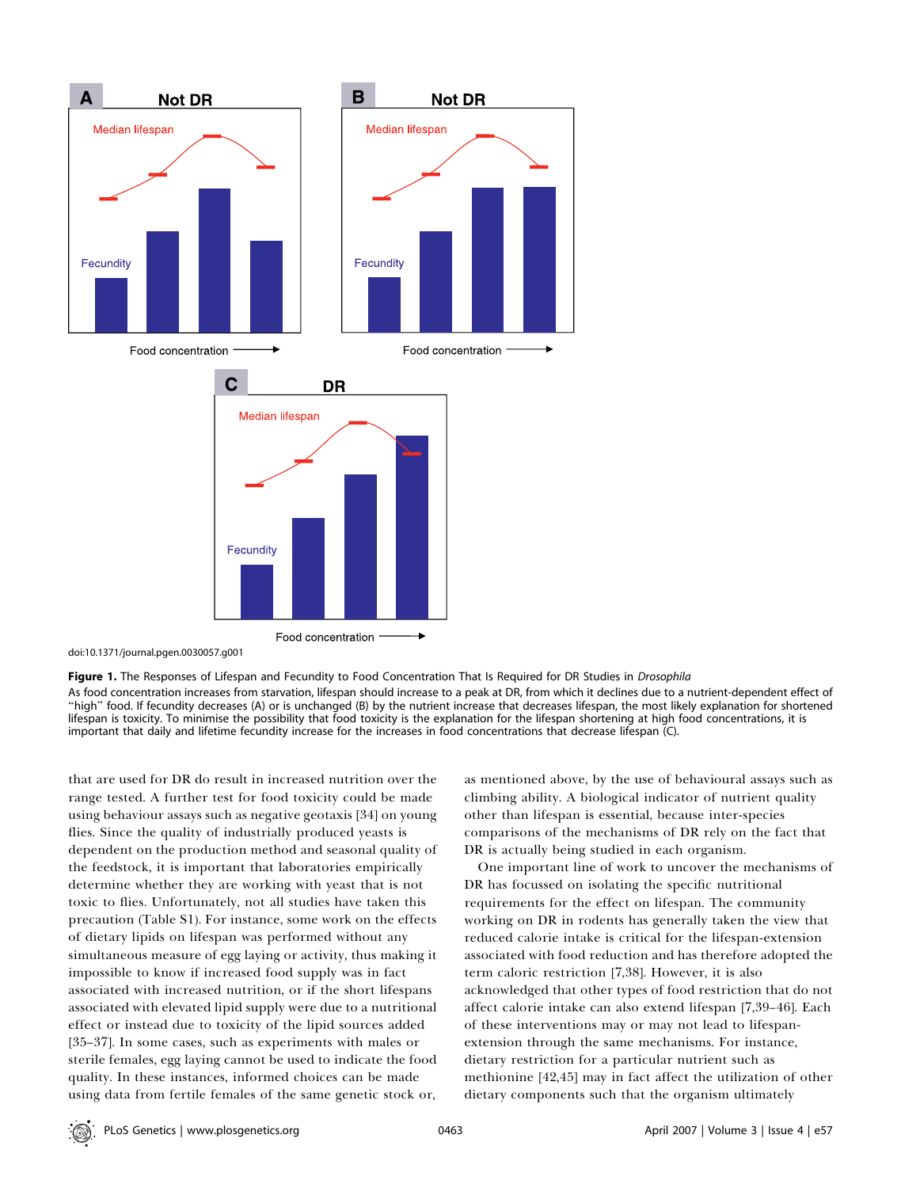doi:10.1371/journal.pgen.0030057.g001

**Figure 1.** The Responses of Lifespan and Fecundity to Food Concentration That Is Required for DR Studies in *Drosophila*

As food concentration increases from starvation, lifespan should increase to a peak at DR, from which it declines due to a nutrient-dependent effect of "high" food. If fecundity decreases (A) or is unchanged (B) by the nutrient increase that decreases lifespan, the most likely explanation for shortened lifespan is toxicity. To minimise the possibility that food toxicity is the explanation for the lifespan shortening at high food concentrations, it is important that daily and lifetime fecundity increase for the increases in food concentrations that decrease lifespan (C).

that are used for DR do result in increased nutrition over the range tested. A further test for food toxicity could be made using behaviour assays such as negative geotaxis [34] on young flies. Since the quality of industrially produced yeasts is dependent on the production method and seasonal quality of the feedstock, it is important that laboratories empirically determine whether they are working with yeast that is not toxic to flies. Unfortunately, not all studies have taken this precaution (Table S1). For instance, some work on the effects of dietary lipids on lifespan was performed without any simultaneous measure of egg laying or activity, thus making it impossible to know if increased food supply was in fact associated with increased nutrition, or if the short lifespans associated with elevated lipid supply were due to a nutritional effect or instead due to toxicity of the lipid sources added [35–37]. In some cases, such as experiments with males or sterile females, egg laying cannot be used to indicate the food quality. In these instances, informed choices can be made using data from fertile females of the same genetic stock or, as mentioned above, by the use of behavioural assays such as climbing ability. A biological indicator of nutrient quality other than lifespan is essential, because inter-species comparisons of the mechanisms of DR rely on the fact that DR is actually being studied in each organism.

One important line of work to uncover the mechanisms of DR has focussed on isolating the specific nutritional requirements for the effect on lifespan. The community working on DR in rodents has generally taken the view that reduced calorie intake is critical for the lifespan-extension associated with food reduction and has therefore adopted the term caloric restriction [7,38]. However, it is also acknowledged that other types of food restriction that do not affect calorie intake can also extend lifespan [7,39–46]. Each of these interventions may or may not lead to lifespan-extension through the same mechanisms. For instance, dietary restriction for a particular nutrient such as methionine [42,45] may in fact affect the utilization of other dietary components such that the organism ultimately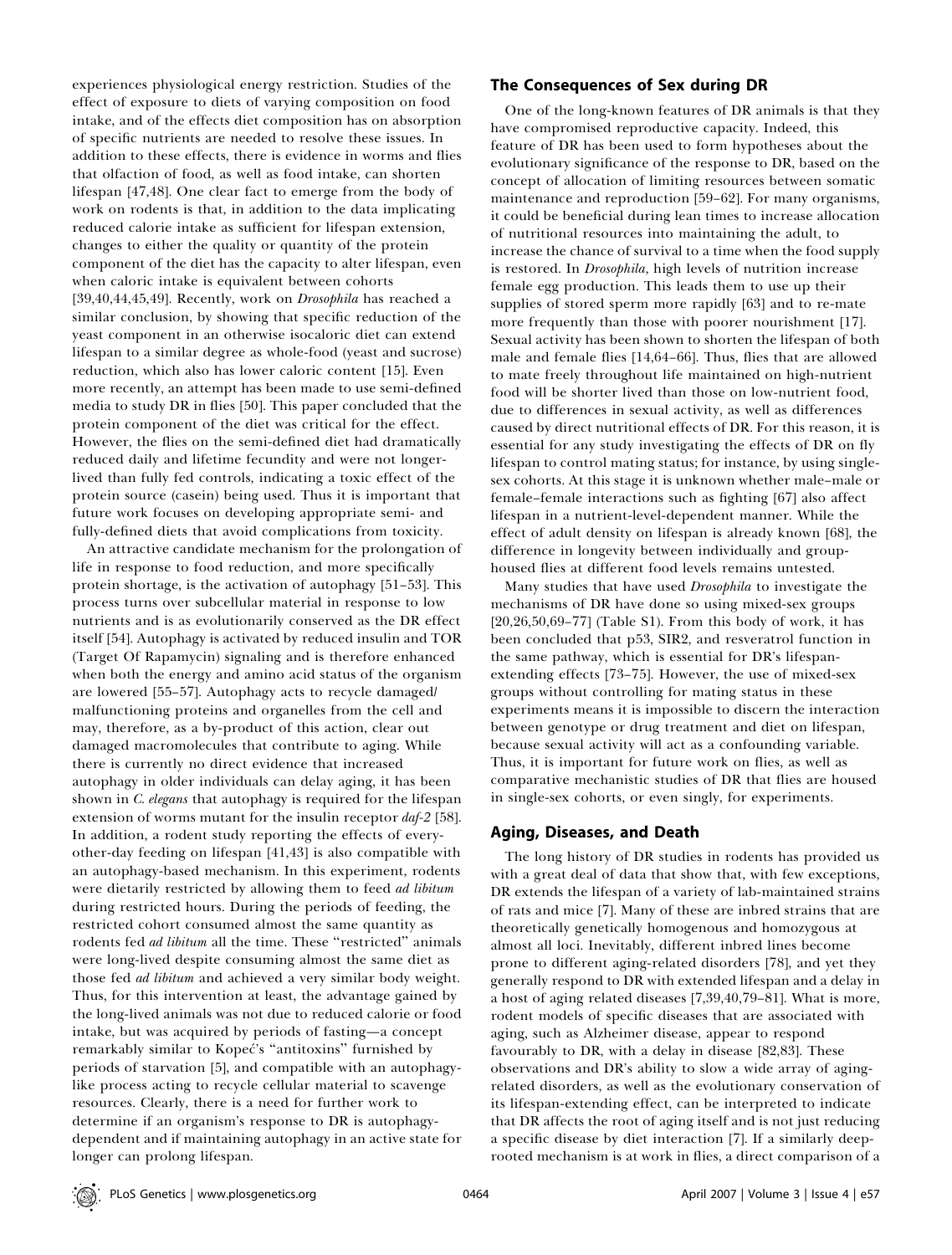experiences physiological energy restriction. Studies of the effect of exposure to diets of varying composition on food intake, and of the effects diet composition has on absorption of specific nutrients are needed to resolve these issues. In addition to these effects, there is evidence in worms and flies that olfaction of food, as well as food intake, can shorten lifespan [47,48]. One clear fact to emerge from the body of work on rodents is that, in addition to the data implicating reduced calorie intake as sufficient for lifespan extension, changes to either the quality or quantity of the protein component of the diet has the capacity to alter lifespan, even when caloric intake is equivalent between cohorts [39,40,44,45,49]. Recently, work on *Drosophila* has reached a similar conclusion, by showing that specific reduction of the yeast component in an otherwise isocaloric diet can extend lifespan to a similar degree as whole-food (yeast and sucrose) reduction, which also has lower caloric content [15]. Even more recently, an attempt has been made to use semi-defined media to study DR in flies [50]. This paper concluded that the protein component of the diet was critical for the effect. However, the flies on the semi-defined diet had dramatically reduced daily and lifetime fecundity and were not longer-lived than fully fed controls, indicating a toxic effect of the protein source (casein) being used. Thus it is important that future work focuses on developing appropriate semi- and fully-defined diets that avoid complications from toxicity.

An attractive candidate mechanism for the prolongation of life in response to food reduction, and more specifically protein shortage, is the activation of autophagy [51–53]. This process turns over subcellular material in response to low nutrients and is as evolutionarily conserved as the DR effect itself [54]. Autophagy is activated by reduced insulin and TOR (Target Of Rapamycin) signaling and is therefore enhanced when both the energy and amino acid status of the organism are lowered [55–57]. Autophagy acts to recycle damaged/malfunctioning proteins and organelles from the cell and may, therefore, as a by-product of this action, clear out damaged macromolecules that contribute to aging. While there is currently no direct evidence that increased autophagy in older individuals can delay aging, it has been shown in *C. elegans* that autophagy is required for the lifespan extension of worms mutant for the insulin receptor *daf-2* [58]. In addition, a rodent study reporting the effects of every-other-day feeding on lifespan [41,43] is also compatible with an autophagy-based mechanism. In this experiment, rodents were dietarily restricted by allowing them to feed *ad libitum* during restricted hours. During the periods of feeding, the restricted cohort consumed almost the same quantity as rodents fed *ad libitum* all the time. These "restricted" animals were long-lived despite consuming almost the same diet as those fed *ad libitum* and achieved a very similar body weight. Thus, for this intervention at least, the advantage gained by the long-lived animals was not due to reduced calorie or food intake, but was acquired by periods of fasting—a concept remarkably similar to Kopeć's "antitoxins" furnished by periods of starvation [5], and compatible with an autophagy-like process acting to recycle cellular material to scavenge resources. Clearly, there is a need for further work to determine if an organism's response to DR is autophagy-dependent and if maintaining autophagy in an active state for longer can prolong lifespan.

## The Consequences of Sex during DR

One of the long-known features of DR animals is that they have compromised reproductive capacity. Indeed, this feature of DR has been used to form hypotheses about the evolutionary significance of the response to DR, based on the concept of allocation of limiting resources between somatic maintenance and reproduction [59–62]. For many organisms, it could be beneficial during lean times to increase allocation of nutritional resources into maintaining the adult, to increase the chance of survival to a time when the food supply is restored. In *Drosophila*, high levels of nutrition increase female egg production. This leads them to use up their supplies of stored sperm more rapidly [63] and to re-mate more frequently than those with poorer nourishment [17]. Sexual activity has been shown to shorten the lifespan of both male and female flies [14,64–66]. Thus, flies that are allowed to mate freely throughout life maintained on high-nutrient food will be shorter lived than those on low-nutrient food, due to differences in sexual activity, as well as differences caused by direct nutritional effects of DR. For this reason, it is essential for any study investigating the effects of DR on fly lifespan to control mating status; for instance, by using single-sex cohorts. At this stage it is unknown whether male–male or female–female interactions such as fighting [67] also affect lifespan in a nutrient-level-dependent manner. While the effect of adult density on lifespan is already known [68], the difference in longevity between individually and group-housed flies at different food levels remains untested.

Many studies that have used *Drosophila* to investigate the mechanisms of DR have done so using mixed-sex groups [20,26,50,69–77] (Table S1). From this body of work, it has been concluded that p53, SIR2, and resveratrol function in the same pathway, which is essential for DR's lifespan-extending effects [73–75]. However, the use of mixed-sex groups without controlling for mating status in these experiments means it is impossible to discern the interaction between genotype or drug treatment and diet on lifespan, because sexual activity will act as a confounding variable. Thus, it is important for future work on flies, as well as comparative mechanistic studies of DR that flies are housed in single-sex cohorts, or even singly, for experiments.

## Aging, Diseases, and Death

The long history of DR studies in rodents has provided us with a great deal of data that show that, with few exceptions, DR extends the lifespan of a variety of lab-maintained strains of rats and mice [7]. Many of these are inbred strains that are theoretically genetically homogenous and homozygous at almost all loci. Inevitably, different inbred lines become prone to different aging-related disorders [78], and yet they generally respond to DR with extended lifespan and a delay in a host of aging related diseases [7,39,40,79–81]. What is more, rodent models of specific diseases that are associated with aging, such as Alzheimer disease, appear to respond favourably to DR, with a delay in disease [82,83]. These observations and DR's ability to slow a wide array of aging-related disorders, as well as the evolutionary conservation of its lifespan-extending effect, can be interpreted to indicate that DR affects the root of aging itself and is not just reducing a specific disease by diet interaction [7]. If a similarly deep-rooted mechanism is at work in flies, a direct comparison of a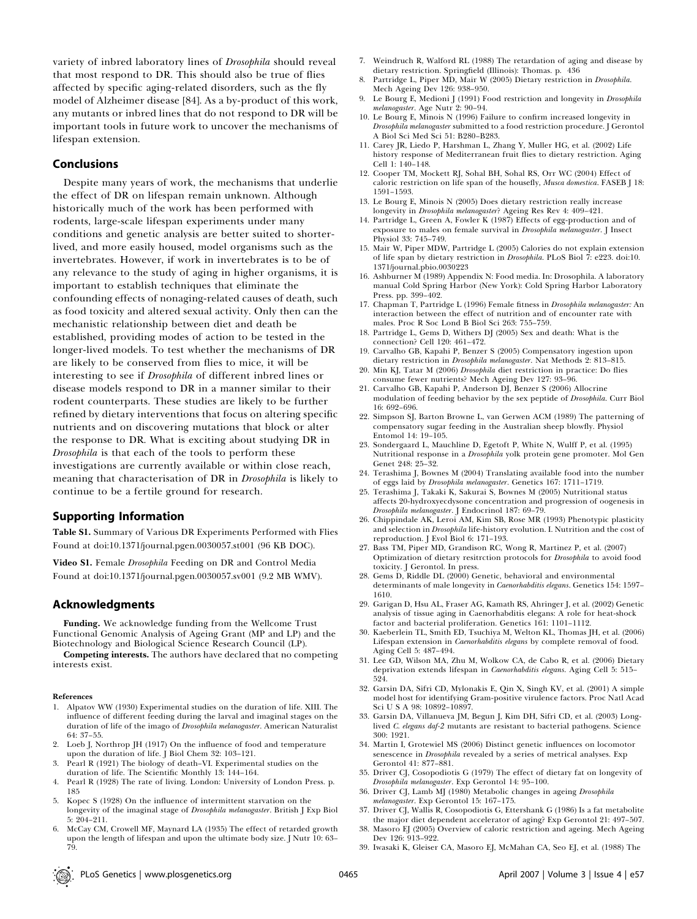variety of inbred laboratory lines of *Drosophila* should reveal that most respond to DR. This should also be true of flies affected by specific aging-related disorders, such as the fly model of Alzheimer disease [84]. As a by-product of this work, any mutants or inbred lines that do not respond to DR will be important tools in future work to uncover the mechanisms of lifespan extension.

## Conclusions

Despite many years of work, the mechanisms that underlie the effect of DR on lifespan remain unknown. Although historically much of the work has been performed with rodents, large-scale lifespan experiments under many conditions and genetic analysis are better suited to shorter-lived, and more easily housed, model organisms such as the invertebrates. However, if work in invertebrates is to be of any relevance to the study of aging in higher organisms, it is important to establish techniques that eliminate the confounding effects of nonaging-related causes of death, such as food toxicity and altered sexual activity. Only then can the mechanistic relationship between diet and death be established, providing modes of action to be tested in the longer-lived models. To test whether the mechanisms of DR are likely to be conserved from flies to mice, it will be interesting to see if *Drosophila* of different inbred lines or disease models respond to DR in a manner similar to their rodent counterparts. These studies are likely to be further refined by dietary interventions that focus on altering specific nutrients and on discovering mutations that block or alter the response to DR. What is exciting about studying DR in *Drosophila* is that each of the tools to perform these investigations are currently available or within close reach, meaning that characterisation of DR in *Drosophila* is likely to continue to be a fertile ground for research.

## Supporting Information

**Table S1.** Summary of Various DR Experiments Performed with Flies
Found at doi:10.1371/journal.pgen.0030057.st001 (96 KB DOC).

**Video S1.** Female *Drosophila* Feeding on DR and Control Media
Found at doi:10.1371/journal.pgen.0030057.sv001 (9.2 MB WMV).

## Acknowledgments

**Funding.** We acknowledge funding from the Wellcome Trust Functional Genomic Analysis of Ageing Grant (MP and LP) and the Biotechnology and Biological Science Research Council (LP).

**Competing interests.** The authors have declared that no competing interests exist.

#### References

1. Alpatov WW (1930) Experimental studies on the duration of life. XIII. The influence of different feeding during the larval and imaginal stages on the duration of life of the imago of *Drosophila melanogaster*. American Naturalist 64: 37–55.
2. Loeb J, Northrop JH (1917) On the influence of food and temperature upon the duration of life. J Biol Chem 32: 103–121.
3. Pearl R (1921) The biology of death–VI. Experimental studies on the duration of life. The Scientific Monthly 13: 144–164.
4. Pearl R (1928) The rate of living. London: University of London Press. p. 185
5. Kopec S (1928) On the influence of intermittent starvation on the longevity of the imaginal stage of *Drosophila melanogaster*. British J Exp Biol 5: 204–211.
6. McCay CM, Crowell MF, Maynard LA (1935) The effect of retarded growth upon the length of lifespan and upon the ultimate body size. J Nutr 10: 63–79.
7. Weindruch R, Walford RL (1988) The retardation of aging and disease by dietary restriction. Springfield (Illinois): Thomas. p. 436
8. Partridge L, Piper MD, Mair W (2005) Dietary restriction in *Drosophila*. Mech Ageing Dev 126: 938–950.
9. Le Bourg E, Medioni J (1991) Food restriction and longevity in *Drosophila melanogaster*. Age Nutr 2: 90–94.
10. Le Bourg E, Minois N (1996) Failure to confirm increased longevity in *Drosophila melanogaster* submitted to a food restriction procedure. J Gerontol A Biol Sci Med Sci 51: B280–B283.
11. Carey JR, Liedo P, Harshman L, Zhang Y, Muller HG, et al. (2002) Life history response of Mediterranean fruit flies to dietary restriction. Aging Cell 1: 140–148.
12. Cooper TM, Mockett RJ, Sohal BH, Sohal RS, Orr WC (2004) Effect of caloric restriction on life span of the housefly, *Musca domestica*. FASEB J 18: 1591–1593.
13. Le Bourg E, Minois N (2005) Does dietary restriction really increase longevity in *Drosophila melanogaster*? Ageing Res Rev 4: 409–421.
14. Partridge L, Green A, Fowler K (1987) Effects of egg-production and of exposure to males on female survival in *Drosophila melanogaster*. J Insect Physiol 33: 745–749.
15. Mair W, Piper MDW, Partridge L (2005) Calories do not explain extension of life span by dietary restriction in *Drosophila*. PLoS Biol 7: e223. doi:10.1371/journal.pbio.0030223
16. Ashburner M (1989) Appendix N: Food media. In: Drosophila. A laboratory manual Cold Spring Harbor (New York): Cold Spring Harbor Laboratory Press. pp. 399–402.
17. Chapman T, Partridge L (1996) Female fitness in *Drosophila melanogaster:* An interaction between the effect of nutrition and of encounter rate with males. Proc R Soc Lond B Biol Sci 263: 755–759.
18. Partridge L, Gems D, Withers DJ (2005) Sex and death: What is the connection? Cell 120: 461–472.
19. Carvalho GB, Kapahi P, Benzer S (2005) Compensatory ingestion upon dietary restriction in *Drosophila melanogaster*. Nat Methods 2: 813–815.
20. Min KJ, Tatar M (2006) *Drosophila* diet restriction in practice: Do flies consume fewer nutrients? Mech Ageing Dev 127: 93–96.
21. Carvalho GB, Kapahi P, Anderson DJ, Benzer S (2006) Allocrine modulation of feeding behavior by the sex peptide of *Drosophila*. Curr Biol 16: 692–696.
22. Simpson SJ, Barton Browne L, van Gerwen ACM (1989) The patterning of compensatory sugar feeding in the Australian sheep blowfly. Physiol Entomol 14: 19–105.
23. Sondergaard L, Mauchline D, Egetoft P, White N, Wulff P, et al. (1995) Nutritional response in a *Drosophila* yolk protein gene promoter. Mol Gen Genet 248: 25–32.
24. Terashima J, Bownes M (2004) Translating available food into the number of eggs laid by *Drosophila melanogaster*. Genetics 167: 1711–1719.
25. Terashima J, Takaki K, Sakurai S, Bownes M (2005) Nutritional status affects 20-hydroxyecdysone concentration and progression of oogenesis in *Drosophila melanogaster*. J Endocrinol 187: 69–79.
26. Chippindale AK, Leroi AM, Kim SB, Rose MR (1993) Phenotypic plasticity and selection in *Drosophila* life-history evolution. I. Nutrition and the cost of reproduction. J Evol Biol 6: 171–193.
27. Bass TM, Piper MD, Grandison RC, Wong R, Martinez P, et al. (2007) Optimization of dietary resitrction protocols for *Drosophila* to avoid food toxicity. J Gerontol. In press.
28. Gems D, Riddle DL (2000) Genetic, behavioral and environmental determinants of male longevity in *Caenorhabditis elegans*. Genetics 154: 1597–1610.
29. Garigan D, Hsu AL, Fraser AG, Kamath RS, Ahringer J, et al. (2002) Genetic analysis of tissue aging in Caenorhabditis elegans: A role for heat-shock factor and bacterial proliferation. Genetics 161: 1101–1112.
30. Kaeberlein TL, Smith ED, Tsuchiya M, Welton KL, Thomas JH, et al. (2006) Lifespan extension in *Caenorhabditis elegans* by complete removal of food. Aging Cell 5: 487–494.
31. Lee GD, Wilson MA, Zhu M, Wolkow CA, de Cabo R, et al. (2006) Dietary deprivation extends lifespan in *Caenorhabditis elegans*. Aging Cell 5: 515–524.
32. Garsin DA, Sifri CD, Mylonakis E, Qin X, Singh KV, et al. (2001) A simple model host for identifying Gram-positive virulence factors. Proc Natl Acad Sci U S A 98: 10892–10897.
33. Garsin DA, Villanueva JM, Begun J, Kim DH, Sifri CD, et al. (2003) Long-lived *C. elegans daf-2* mutants are resistant to bacterial pathogens. Science 300: 1921.
34. Martin I, Grotewiel MS (2006) Distinct genetic influences on locomotor senescence in *Drosophila* revealed by a series of metrical analyses. Exp Gerontol 41: 877–881.
35. Driver CJ, Cosopodiotis G (1979) The effect of dietary fat on longevity of *Drosophila melanogaster*. Exp Gerontol 14: 95–100.
36. Driver CJ, Lamb MJ (1980) Metabolic changes in ageing *Drosophila melanogaster*. Exp Gerontol 15: 167–175.
37. Driver CJ, Wallis R, Cosopodiotis G, Ettershank G (1986) Is a fat metabolite the major diet dependent accelerator of aging? Exp Gerontol 21: 497–507.
38. Masoro EJ (2005) Overview of caloric restriction and ageing. Mech Ageing Dev 126: 913–922.
39. Iwasaki K, Gleiser CA, Masoro EJ, McMahan CA, Seo EJ, et al. (1988) The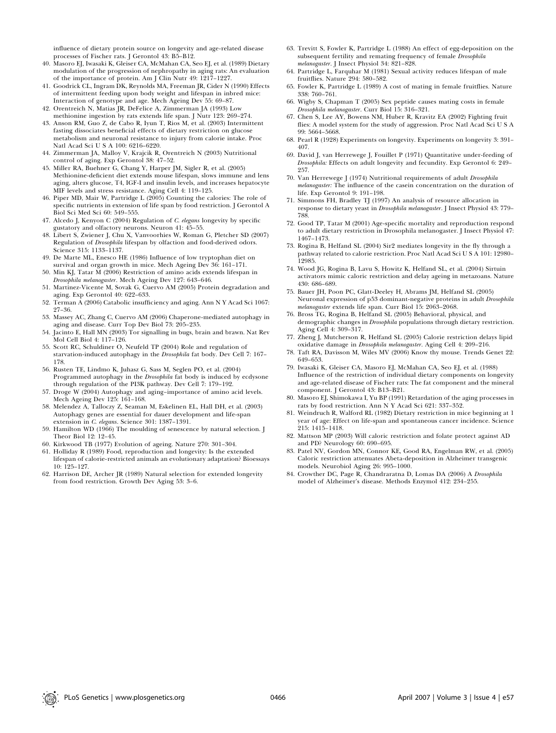influence of dietary protein source on longevity and age-related disease processes of Fischer rats. J Gerontol 43: B5–B12.

40. Masoro EJ, Iwasaki K, Gleiser CA, McMahan CA, Seo EJ, et al. (1989) Dietary modulation of the progression of nephropathy in aging rats: An evaluation of the importance of protein. Am J Clin Nutr 49: 1217–1227.
41. Goodrick CL, Ingram DK, Reynolds MA, Freeman JR, Cider N (1990) Effects of intermittent feeding upon body weight and lifespan in inbred mice: Interaction of genotype and age. Mech Ageing Dev 55: 69–87.
42. Orentreich N, Matias JR, DeFelice A, Zimmerman JA (1993) Low methionine ingestion by rats extends life span. J Nutr 123: 269–274.
43. Anson RM, Guo Z, de Cabo R, Iyun T, Rios M, et al. (2003) Intermittent fasting dissociates beneficial effects of dietary restriction on glucose metabolism and neuronal resistance to injury from calorie intake. Proc Natl Acad Sci U S A 100: 6216–6220.
44. Zimmerman JA, Malloy V, Krajcik R, Orentreich N (2003) Nutritional control of aging. Exp Gerontol 38: 47–52.
45. Miller RA, Buehner G, Chang Y, Harper JM, Sigler R, et al. (2005) Methionine-deficient diet extends mouse lifespan, slows immune and lens aging, alters glucose, T4, IGF-I and insulin levels, and increases hepatocyte MIF levels and stress resistance. Aging Cell 4: 119–125.
46. Piper MD, Mair W, Partridge L (2005) Counting the calories: The role of specific nutrients in extension of life span by food restriction. J Gerontol A Biol Sci Med Sci 60: 549–555.
47. Alcedo J, Kenyon C (2004) Regulation of *C. elegans* longevity by specific gustatory and olfactory neurons. Neuron 41: 45–55.
48. Libert S, Zwiener J, Chu X, Vanvoorhies W, Roman G, Pletcher SD (2007) Regulation of *Drosophila* lifespan by olfaction and food-derived odors. Science 315: 1133–1137.
49. De Marte ML, Enesco HE (1986) Influence of low tryptophan diet on survival and organ growth in mice. Mech Ageing Dev 36: 161–171.
50. Min KJ, Tatar M (2006) Restriction of amino acids extends lifespan in *Drosophila melanogaster*. Mech Ageing Dev 127: 643–646.
51. Martinez-Vicente M, Sovak G, Cuervo AM (2005) Protein degradation and aging. Exp Gerontol 40: 622–633.
52. Terman A (2006) Catabolic insufficiency and aging. Ann N Y Acad Sci 1067: 27–36.
53. Massey AC, Zhang C, Cuervo AM (2006) Chaperone-mediated autophagy in aging and disease. Curr Top Dev Biol 73: 205–235.
54. Jacinto E, Hall MN (2003) Tor signalling in bugs, brain and brawn. Nat Rev Mol Cell Biol 4: 117–126.
55. Scott RC, Schuldiner O, Neufeld TP (2004) Role and regulation of starvation-induced autophagy in the *Drosophila* fat body. Dev Cell 7: 167–178.
56. Rusten TE, Lindmo K, Juhasz G, Sass M, Seglen PO, et al. (2004) Programmed autophagy in the *Drosophila* fat body is induced by ecdysone through regulation of the PI3K pathway. Dev Cell 7: 179–192.
57. Droge W (2004) Autophagy and aging–importance of amino acid levels. Mech Ageing Dev 125: 161–168.
58. Melendez A, Talloczy Z, Seaman M, Eskelinen EL, Hall DH, et al. (2003) Autophagy genes are essential for dauer development and life-span extension in *C. elegans*. Science 301: 1387–1391.
59. Hamilton WD (1966) The moulding of senescence by natural selection. J Theor Biol 12: 12–45.
60. Kirkwood TB (1977) Evolution of ageing. Nature 270: 301–304.
61. Holliday R (1989) Food, reproduction and longevity: Is the extended lifespan of calorie-restricted animals an evolutionary adaptation? Bioessays 10: 125–127.
62. Harrison DE, Archer JR (1989) Natural selection for extended longevity from food restriction. Growth Dev Aging 53: 3–6.
63. Trevitt S, Fowler K, Partridge L (1988) An effect of egg-deposition on the subsequent fertility and remating frequency of female *Drosophila melanogaster*. J Insect Physiol 34: 821–828.
64. Partridge L, Farquhar M (1981) Sexual activity reduces lifespan of male fruitflies. Nature 294: 580–582.
65. Fowler K, Partridge L (1989) A cost of mating in female fruitflies. Nature 338: 760–761.
66. Wigby S, Chapman T (2005) Sex peptide causes mating costs in female *Drosophila melanogaster*. Curr Biol 15: 316–321.
67. Chen S, Lee AY, Bowens NM, Huber R, Kravitz EA (2002) Fighting fruit flies: A model system for the study of aggression. Proc Natl Acad Sci U S A 99: 5664–5668.
68. Pearl R (1928) Experiments on longevity. Experiments on longevity 3: 391–407.
69. David J, van Herrewege J, Fouillet P (1971) Quantitative under-feeding of *Drosophila:* Effects on adult longevity and fecundity. Exp Gerontol 6: 249–257.
70. Van Herrewege J (1974) Nutritional requirements of adult *Drosophila melanogaster:* The influence of the casein concentration on the duration of life. Exp Gerontol 9: 191–198.
71. Simmons FH, Bradley TJ (1997) An analysis of resource allocation in response to dietary yeast in *Drosophila melanogaster*. J Insect Physiol 43: 779–788.
72. Good TP, Tatar M (2001) Age-specific mortality and reproduction respond to adult dietary restriction in Drosophila melanogaster. J Insect Physiol 47: 1467–1473.
73. Rogina B, Helfand SL (2004) Sir2 mediates longevity in the fly through a pathway related to calorie restriction. Proc Natl Acad Sci U S A 101: 12980–12985.
74. Wood JG, Rogina B, Lavu S, Howitz K, Helfand SL, et al. (2004) Sirtuin activators mimic caloric restriction and delay ageing in metazoans. Nature 430: 686–689.
75. Bauer JH, Poon PC, Glatt-Deeley H, Abrams JM, Helfand SL (2005) Neuronal expression of p53 dominant-negative proteins in adult *Drosophila melanogaster* extends life span. Curr Biol 15: 2063–2068.
76. Bross TG, Rogina B, Helfand SL (2005) Behavioral, physical, and demographic changes in *Drosophila* populations through dietary restriction. Aging Cell 4: 309–317.
77. Zheng J, Mutcherson R, Helfand SL (2005) Calorie restriction delays lipid oxidative damage in *Drosophila melanogaster*. Aging Cell 4: 209–216.
78. Taft RA, Davisson M, Wiles MV (2006) Know thy mouse. Trends Genet 22: 649–653.
79. Iwasaki K, Gleiser CA, Masoro EJ, McMahan CA, Seo EJ, et al. (1988) Influence of the restriction of individual dietary components on longevity and age-related disease of Fischer rats: The fat component and the mineral component. J Gerontol 43: B13–B21.
80. Masoro EJ, Shimokawa I, Yu BP (1991) Retardation of the aging processes in rats by food restriction. Ann N Y Acad Sci 621: 337–352.
81. Weindruch R, Walford RL (1982) Dietary restriction in mice beginning at 1 year of age: Effect on life-span and spontaneous cancer incidence. Science 215: 1415–1418.
82. Mattson MP (2003) Will caloric restriction and folate protect against AD and PD? Neurology 60: 690–695.
83. Patel NV, Gordon MN, Connor KE, Good RA, Engelman RW, et al. (2005) Caloric restriction attenuates Abeta-deposition in Alzheimer transgenic models. Neurobiol Aging 26: 995–1000.
84. Crowther DC, Page R, Chandraratna D, Lomas DA (2006) A *Drosophila* model of Alzheimer's disease. Methods Enzymol 412: 234–255.